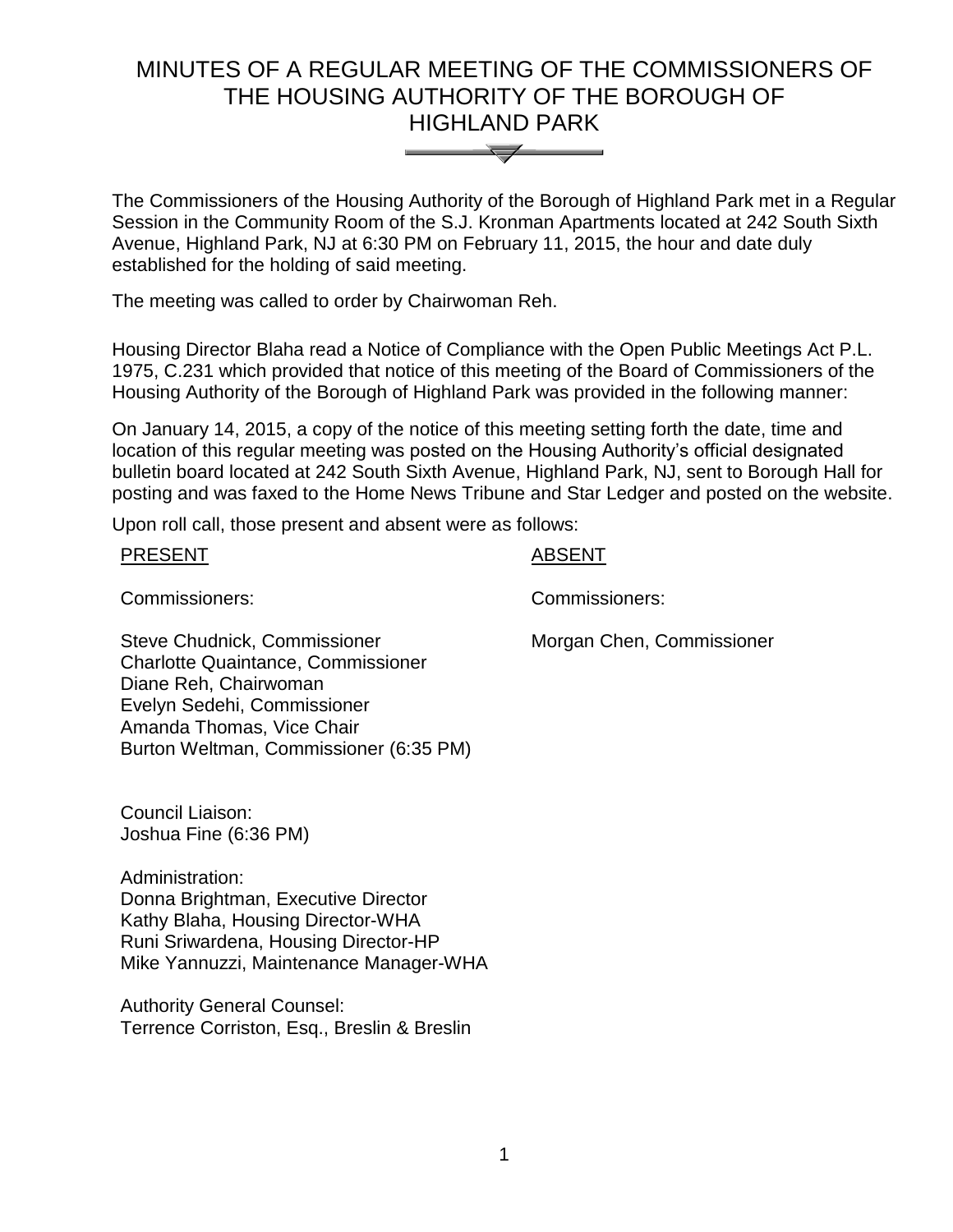# MINUTES OF A REGULAR MEETING OF THE COMMISSIONERS OF THE HOUSING AUTHORITY OF THE BOROUGH OF HIGHLAND PARK

The Commissioners of the Housing Authority of the Borough of Highland Park met in a Regular Session in the Community Room of the S.J. Kronman Apartments located at 242 South Sixth Avenue, Highland Park, NJ at 6:30 PM on February 11, 2015, the hour and date duly established for the holding of said meeting.

The meeting was called to order by Chairwoman Reh.

Housing Director Blaha read a Notice of Compliance with the Open Public Meetings Act P.L. 1975, C.231 which provided that notice of this meeting of the Board of Commissioners of the Housing Authority of the Borough of Highland Park was provided in the following manner:

On January 14, 2015, a copy of the notice of this meeting setting forth the date, time and location of this regular meeting was posted on the Housing Authority's official designated bulletin board located at 242 South Sixth Avenue, Highland Park, NJ, sent to Borough Hall for posting and was faxed to the Home News Tribune and Star Ledger and posted on the website.

Upon roll call, those present and absent were as follows:

| PRESENT | ABSENT |
|---|---|
| Commissioners: | Commissioners: |
| Steve Chudnick, Commissioner | Morgan Chen, Commissioner |
| Charlotte Quaintance, Commissioner | |
| Diane Reh, Chairwoman | |
| Evelyn Sedehi, Commissioner | |
| Amanda Thomas, Vice Chair | |
| Burton Weltman, Commissioner (6:35 PM) | |

Council Liaison:
Joshua Fine (6:36 PM)

Administration:
Donna Brightman, Executive Director
Kathy Blaha, Housing Director-WHA
Runi Sriwardena, Housing Director-HP
Mike Yannuzzi, Maintenance Manager-WHA

Authority General Counsel:
Terrence Corriston, Esq., Breslin & Breslin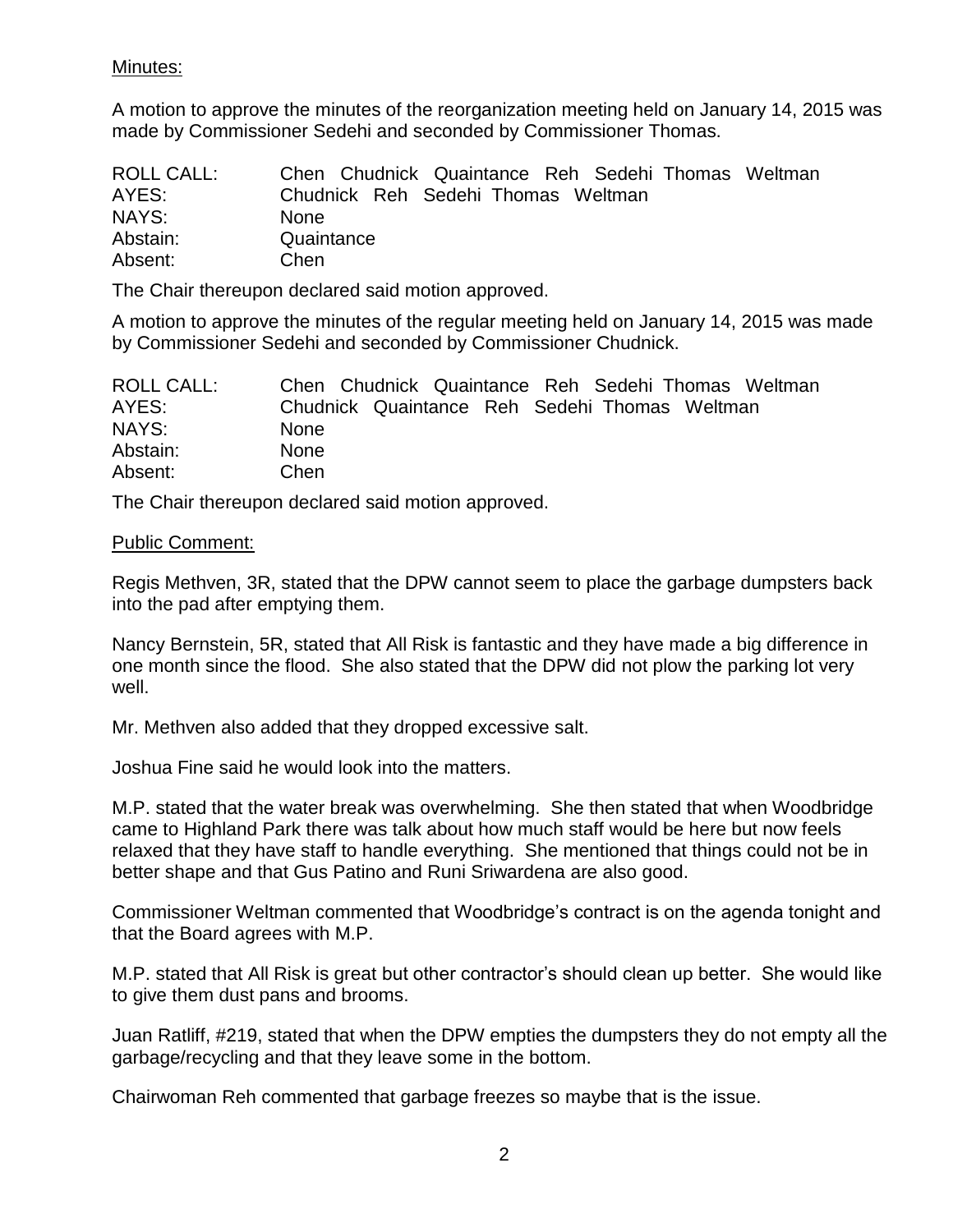Minutes:

A motion to approve the minutes of the reorganization meeting held on January 14, 2015 was made by Commissioner Sedehi and seconded by Commissioner Thomas.

| | |
|---|---|
| ROLL CALL: | Chen Chudnick Quaintance Reh Sedehi Thomas Weltman |
| AYES: | Chudnick Reh Sedehi Thomas Weltman |
| NAYS: | None |
| Abstain: | Quaintance |
| Absent: | Chen |

The Chair thereupon declared said motion approved.

A motion to approve the minutes of the regular meeting held on January 14, 2015 was made by Commissioner Sedehi and seconded by Commissioner Chudnick.

| | |
|---|---|
| ROLL CALL: | Chen Chudnick Quaintance Reh Sedehi Thomas Weltman |
| AYES: | Chudnick Quaintance Reh Sedehi Thomas Weltman |
| NAYS: | None |
| Abstain: | None |
| Absent: | Chen |

The Chair thereupon declared said motion approved.

Public Comment:

Regis Methven, 3R, stated that the DPW cannot seem to place the garbage dumpsters back into the pad after emptying them.

Nancy Bernstein, 5R, stated that All Risk is fantastic and they have made a big difference in one month since the flood. She also stated that the DPW did not plow the parking lot very well.

Mr. Methven also added that they dropped excessive salt.

Joshua Fine said he would look into the matters.

M.P. stated that the water break was overwhelming. She then stated that when Woodbridge came to Highland Park there was talk about how much staff would be here but now feels relaxed that they have staff to handle everything. She mentioned that things could not be in better shape and that Gus Patino and Runi Sriwardena are also good.

Commissioner Weltman commented that Woodbridge's contract is on the agenda tonight and that the Board agrees with M.P.

M.P. stated that All Risk is great but other contractor's should clean up better. She would like to give them dust pans and brooms.

Juan Ratliff, #219, stated that when the DPW empties the dumpsters they do not empty all the garbage/recycling and that they leave some in the bottom.

Chairwoman Reh commented that garbage freezes so maybe that is the issue.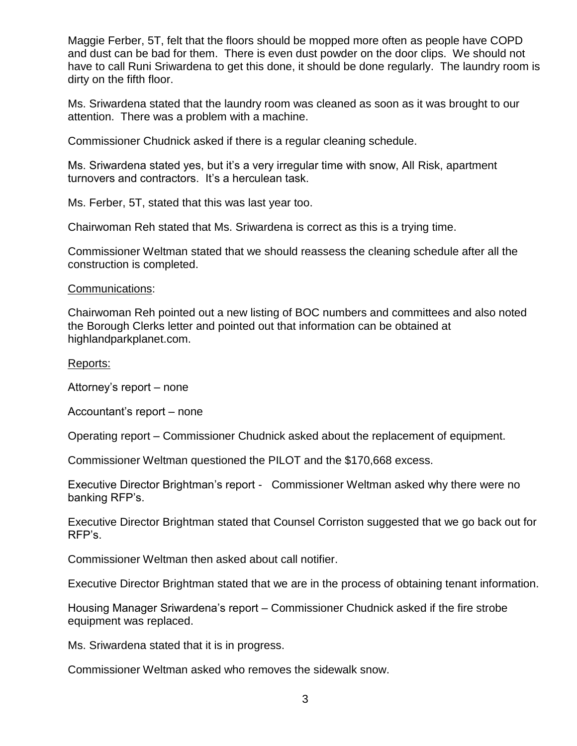Maggie Ferber, 5T, felt that the floors should be mopped more often as people have COPD and dust can be bad for them. There is even dust powder on the door clips. We should not have to call Runi Sriwardena to get this done, it should be done regularly. The laundry room is dirty on the fifth floor.

Ms. Sriwardena stated that the laundry room was cleaned as soon as it was brought to our attention. There was a problem with a machine.

Commissioner Chudnick asked if there is a regular cleaning schedule.

Ms. Sriwardena stated yes, but it's a very irregular time with snow, All Risk, apartment turnovers and contractors. It's a herculean task.

Ms. Ferber, 5T, stated that this was last year too.

Chairwoman Reh stated that Ms. Sriwardena is correct as this is a trying time.

Commissioner Weltman stated that we should reassess the cleaning schedule after all the construction is completed.

<u>Communications</u>:

Chairwoman Reh pointed out a new listing of BOC numbers and committees and also noted the Borough Clerks letter and pointed out that information can be obtained at highlandparkplanet.com.

<u>Reports:</u>

Attorney's report – none

Accountant's report – none

Operating report – Commissioner Chudnick asked about the replacement of equipment.

Commissioner Weltman questioned the PILOT and the $170,668 excess.

Executive Director Brightman's report - Commissioner Weltman asked why there were no banking RFP's.

Executive Director Brightman stated that Counsel Corriston suggested that we go back out for RFP's.

Commissioner Weltman then asked about call notifier.

Executive Director Brightman stated that we are in the process of obtaining tenant information.

Housing Manager Sriwardena's report – Commissioner Chudnick asked if the fire strobe equipment was replaced.

Ms. Sriwardena stated that it is in progress.

Commissioner Weltman asked who removes the sidewalk snow.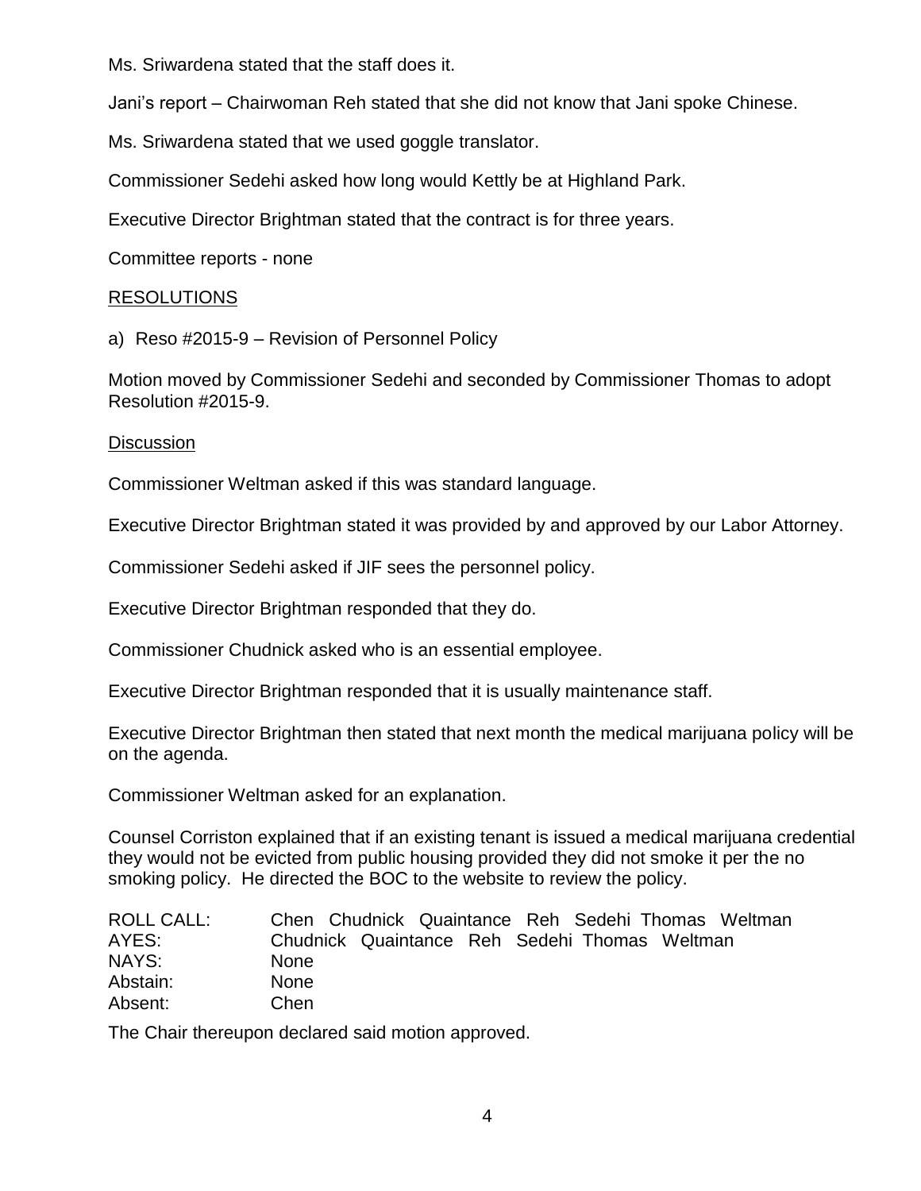Ms. Sriwardena stated that the staff does it.

Jani's report – Chairwoman Reh stated that she did not know that Jani spoke Chinese.

Ms. Sriwardena stated that we used goggle translator.

Commissioner Sedehi asked how long would Kettly be at Highland Park.

Executive Director Brightman stated that the contract is for three years.

Committee reports - none

RESOLUTIONS

a) Reso #2015-9 – Revision of Personnel Policy

Motion moved by Commissioner Sedehi and seconded by Commissioner Thomas to adopt Resolution #2015-9.

Discussion

Commissioner Weltman asked if this was standard language.

Executive Director Brightman stated it was provided by and approved by our Labor Attorney.

Commissioner Sedehi asked if JIF sees the personnel policy.

Executive Director Brightman responded that they do.

Commissioner Chudnick asked who is an essential employee.

Executive Director Brightman responded that it is usually maintenance staff.

Executive Director Brightman then stated that next month the medical marijuana policy will be on the agenda.

Commissioner Weltman asked for an explanation.

Counsel Corriston explained that if an existing tenant is issued a medical marijuana credential they would not be evicted from public housing provided they did not smoke it per the no smoking policy. He directed the BOC to the website to review the policy.

| | |
|---|---|
| ROLL CALL: | Chen Chudnick Quaintance Reh Sedehi Thomas Weltman |
| AYES: | Chudnick Quaintance Reh Sedehi Thomas Weltman |
| NAYS: | None |
| Abstain: | None |
| Absent: | Chen |

The Chair thereupon declared said motion approved.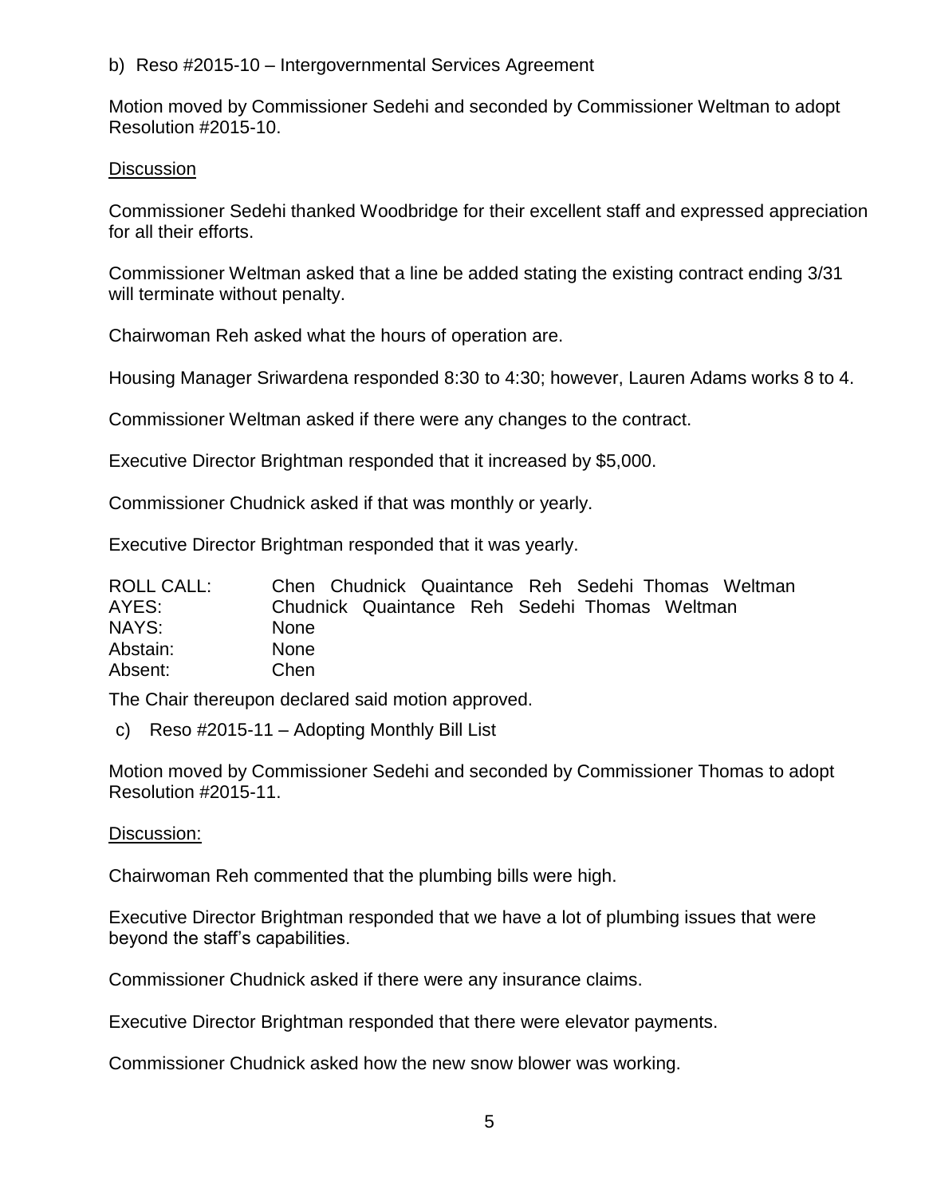b) Reso #2015-10 – Intergovernmental Services Agreement

Motion moved by Commissioner Sedehi and seconded by Commissioner Weltman to adopt Resolution #2015-10.

Discussion

Commissioner Sedehi thanked Woodbridge for their excellent staff and expressed appreciation for all their efforts.

Commissioner Weltman asked that a line be added stating the existing contract ending 3/31 will terminate without penalty.

Chairwoman Reh asked what the hours of operation are.

Housing Manager Sriwardena responded 8:30 to 4:30; however, Lauren Adams works 8 to 4.

Commissioner Weltman asked if there were any changes to the contract.

Executive Director Brightman responded that it increased by $5,000.

Commissioner Chudnick asked if that was monthly or yearly.

Executive Director Brightman responded that it was yearly.

| | |
|---|---|
| ROLL CALL: | Chen Chudnick Quaintance Reh Sedehi Thomas Weltman |
| AYES: | Chudnick Quaintance Reh Sedehi Thomas Weltman |
| NAYS: | None |
| Abstain: | None |
| Absent: | Chen |

The Chair thereupon declared said motion approved.

c) Reso #2015-11 – Adopting Monthly Bill List

Motion moved by Commissioner Sedehi and seconded by Commissioner Thomas to adopt Resolution #2015-11.

Discussion:

Chairwoman Reh commented that the plumbing bills were high.

Executive Director Brightman responded that we have a lot of plumbing issues that were beyond the staff's capabilities.

Commissioner Chudnick asked if there were any insurance claims.

Executive Director Brightman responded that there were elevator payments.

Commissioner Chudnick asked how the new snow blower was working.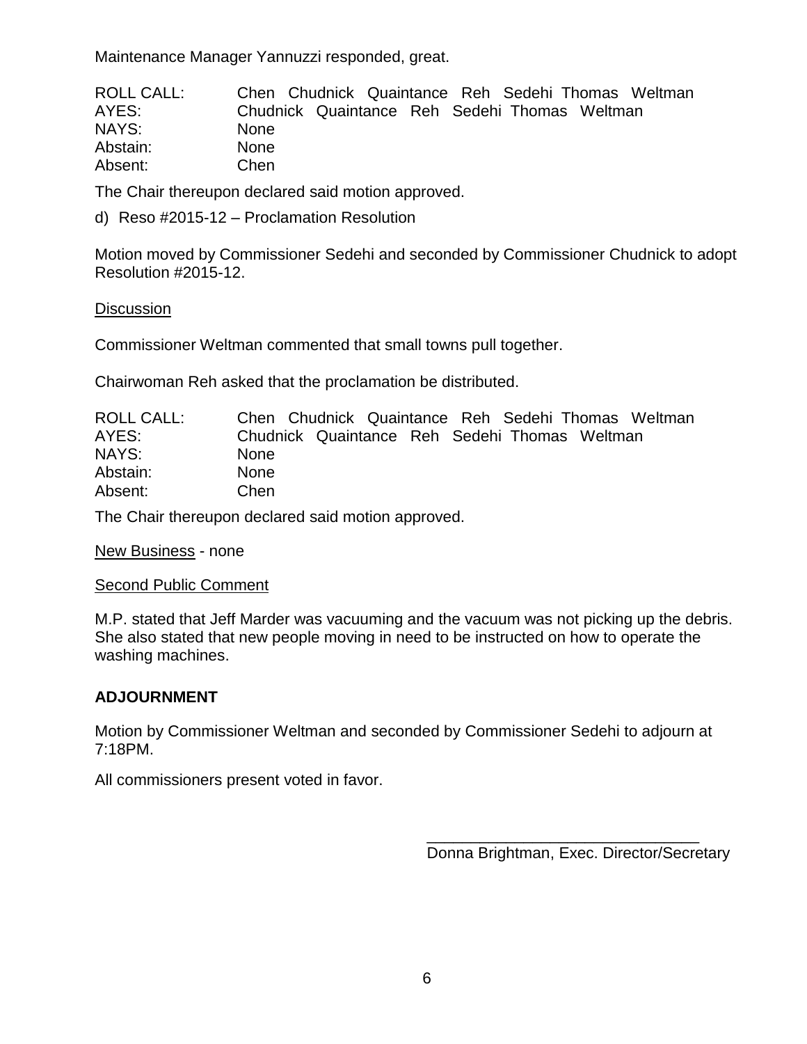Maintenance Manager Yannuzzi responded, great.

| | |
|---|---|
| ROLL CALL: | Chen Chudnick Quaintance Reh Sedehi Thomas Weltman |
| AYES: | Chudnick Quaintance Reh Sedehi Thomas Weltman |
| NAYS: | None |
| Abstain: | None |
| Absent: | Chen |

The Chair thereupon declared said motion approved.

d) Reso #2015-12 – Proclamation Resolution

Motion moved by Commissioner Sedehi and seconded by Commissioner Chudnick to adopt Resolution #2015-12.

Discussion

Commissioner Weltman commented that small towns pull together.

Chairwoman Reh asked that the proclamation be distributed.

| | |
|---|---|
| ROLL CALL: | Chen Chudnick Quaintance Reh Sedehi Thomas Weltman |
| AYES: | Chudnick Quaintance Reh Sedehi Thomas Weltman |
| NAYS: | None |
| Abstain: | None |
| Absent: | Chen |

The Chair thereupon declared said motion approved.

New Business - none

Second Public Comment

M.P. stated that Jeff Marder was vacuuming and the vacuum was not picking up the debris. She also stated that new people moving in need to be instructed on how to operate the washing machines.

## ADJOURNMENT

Motion by Commissioner Weltman and seconded by Commissioner Sedehi to adjourn at 7:18PM.

All commissioners present voted in favor.

_______________________________
Donna Brightman, Exec. Director/Secretary